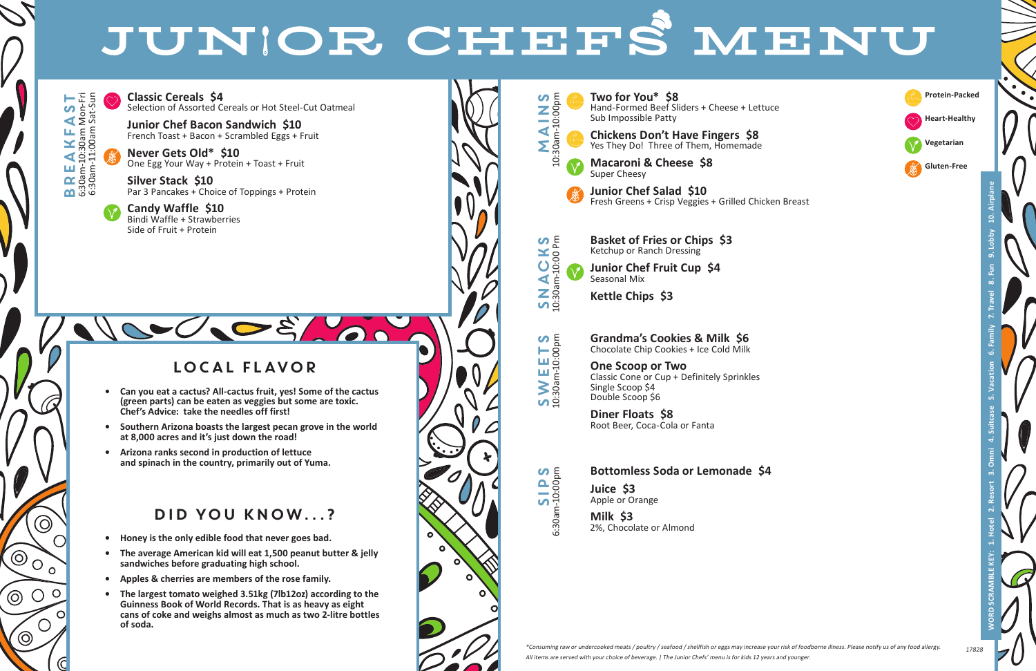# JUNIOR CHEFS MENU

## BREAKFAST
6:30am-10:30am Mon-Fri
6:30am-11:00am Sat-Sun

**Classic Cereals $4**
Selection of Assorted Cereals or Hot Steel-Cut Oatmeal

**Junior Chef Bacon Sandwich $10**
French Toast + Bacon + Scrambled Eggs + Fruit

**Never Gets Old* $10**
One Egg Your Way + Protein + Toast + Fruit

**Silver Stack $10**
Par 3 Pancakes + Choice of Toppings + Protein

**Candy Waffle $10**
Bindi Waffle + Strawberries
Side of Fruit + Protein

## LOCAL FLAVOR

- **Can you eat a cactus? All-cactus fruit, yes! Some of the cactus (green parts) can be eaten as veggies but some are toxic. Chef's Advice: take the needles off first!**
- **Southern Arizona boasts the largest pecan grove in the world at 8,000 acres and it's just down the road!**
- **Arizona ranks second in production of lettuce and spinach in the country, primarily out of Yuma.**

## DID YOU KNOW...?

- **Honey is the only edible food that never goes bad.**
- **The average American kid will eat 1,500 peanut butter & jelly sandwiches before graduating high school.**
- **Apples & cherries are members of the rose family.**
- **The largest tomato weighed 3.51kg (7lb12oz) according to the Guinness Book of World Records. That is as heavy as eight cans of coke and weighs almost as much as two 2-litre bottles of soda.**

## MAINS
10:30am-10:00pm

**Two for You* $8**
Hand-Formed Beef Sliders + Cheese + Lettuce
Sub Impossible Patty

**Chickens Don't Have Fingers $8**
Yes They Do! Three of Them, Homemade

**Macaroni & Cheese $8**
Super Cheesy

**Junior Chef Salad $10**
Fresh Greens + Crisp Veggies + Grilled Chicken Breast

## SNACKS
10:30am-10:00 Pm

**Basket of Fries or Chips $3**
Ketchup or Ranch Dressing

**Junior Chef Fruit Cup $4**
Seasonal Mix

**Kettle Chips $3**

## SWEETS
10:30am-10:00pm

**Grandma's Cookies & Milk $6**
Chocolate Chip Cookies + Ice Cold Milk

**One Scoop or Two**
Classic Cone or Cup + Definitely Sprinkles
Single Scoop $4
Double Scoop $6

**Diner Floats $8**
Root Beer, Coca-Cola or Fanta

## SIPS
6:30am-10:00pm

**Bottomless Soda or Lemonade $4**

**Juice $3**
Apple or Orange

**Milk $3**
2%, Chocolate or Almond

Protein-Packed
Heart-Healthy
Vegetarian
Gluten-Free

WORD SCRAMBLE KEY: 1. Hotel 2. Resort 3. Omni 4. Suitcase 5. Vacation 6. Family 7. Travel 8. Fun 9. Lobby 10. Airplane

*Consuming raw or undercooked meats / poultry / seafood / shellfish or eggs may increase your risk of foodborne illness. Please notify us of any food allergy.*

*All items are served with your choice of beverage. | The Junior Chefs' menu is for kids 12 years and younger.*

17828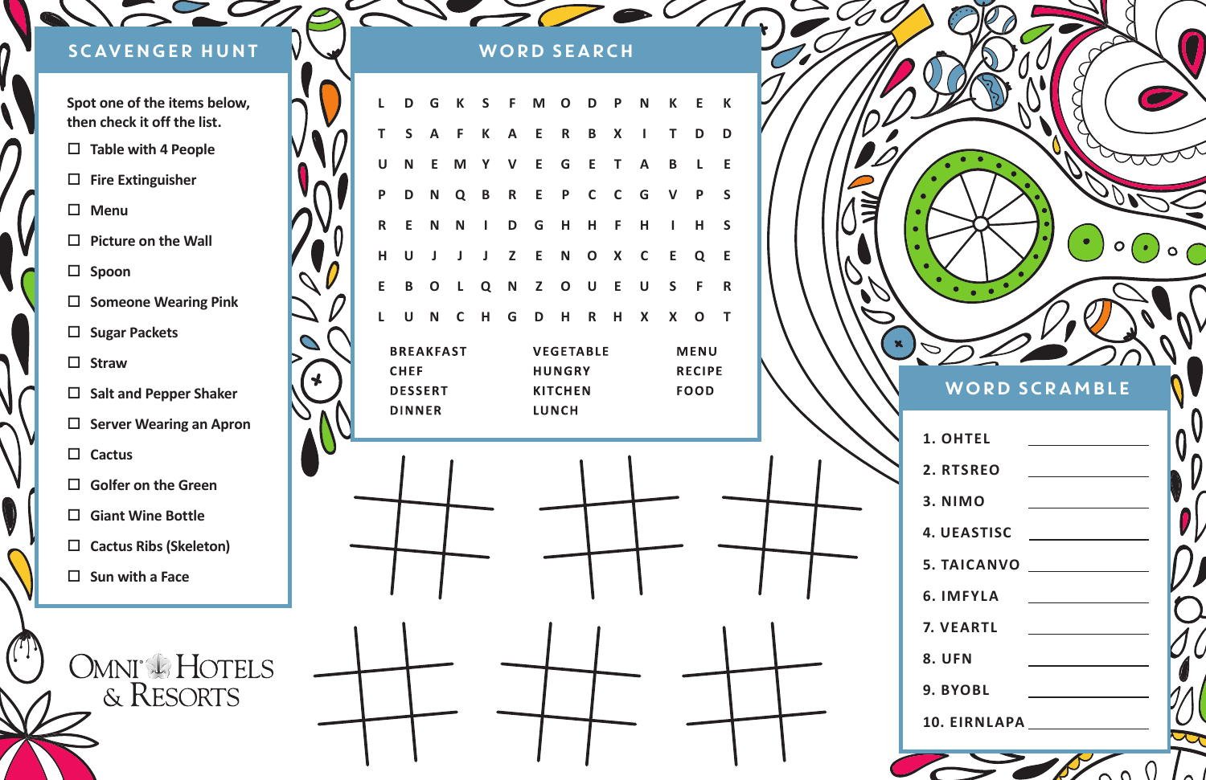## SCAVENGER HUNT

Spot one of the items below, then check it off the list.

- ☐ Table with 4 People
- ☐ Fire Extinguisher
- ☐ Menu
- ☐ Picture on the Wall
- ☐ Spoon
- ☐ Someone Wearing Pink
- ☐ Sugar Packets
- ☐ Straw
- ☐ Salt and Pepper Shaker
- ☐ Server Wearing an Apron
- ☐ Cactus
- ☐ Golfer on the Green
- ☐ Giant Wine Bottle
- ☐ Cactus Ribs (Skeleton)
- ☐ Sun with a Face

OMNI HOTELS & RESORTS

## WORD SEARCH

| | | | | | | | | | | | | | |
|---|---|---|---|---|---|---|---|---|---|---|---|---|---|
| L | D | G | K | S | F | M | O | D | P | N | K | E | K |
| T | S | A | F | K | A | E | R | B | X | I | T | D | D |
| U | N | E | M | Y | V | E | G | E | T | A | B | L | E |
| P | D | N | Q | B | R | E | P | C | C | G | V | P | S |
| R | E | N | N | I | D | G | H | H | F | H | I | H | S |
| H | U | J | J | J | Z | E | N | O | X | C | E | Q | E |
| E | B | O | L | Q | N | Z | O | U | E | U | S | F | R |
| L | U | N | C | H | G | D | H | R | H | X | X | O | T |

BREAKFAST
CHEF
DESSERT
DINNER
VEGETABLE
HUNGRY
KITCHEN
LUNCH
MENU
RECIPE
FOOD

## WORD SCRAMBLE

1. OHTEL ____________
2. RTSREO ____________
3. NIMO ____________
4. UEASTISC ____________
5. TAICANVO ____________
6. IMFYLA ____________
7. VEARTL ____________
8. UFN ____________
9. BYOBL ____________
10. EIRNLAPA ____________